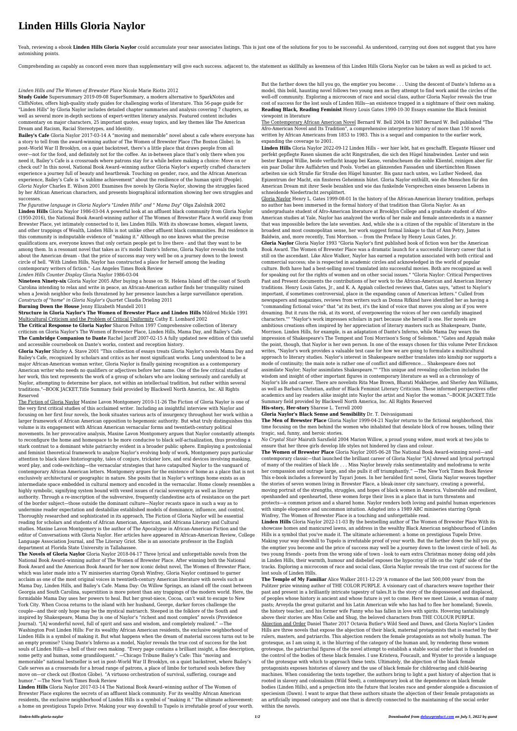# Linden Hills Gloria Naylor

Yeah, reviewing a ebook **Linden Hills Gloria Naylor** could accumulate your near associates listings. This is just one of the solutions for you to be successful. As understood, carrying out does not suggest that you have astonishing points.

Comprehending as capably as concord even more than supplementary will give each success. adjacent to, the statement as skillfully as keenness of this Linden Hills Gloria Naylor can be taken as well as picked to act.

*Linden Hills and The Women of Brewster Place* Nicole Marie Riotto 2012

**Study Guide** Supersummary 2019-09-08 SuperSummary, a modern alternative to SparkNotes and CliffsNotes, offers high-quality study guides for challenging works of literature. This 56-page guide for "Linden Hills" by Gloria Naylor includes detailed chapter summaries and analysis covering 7 chapters, as well as several more in-depth sections of expert-written literary analysis. Featured content includes commentary on major characters, 25 important quotes, essay topics, and key themes like The American Dream and Racism, Racial Stereotypes, and Identity.

**Bailey's Cafe** Gloria Naylor 2017-03-14 A "moving and memorable" novel about a cafe where everyone has a story to tell from the award-winning author of The Women of Brewster Place (The Boston Globe). In post–World War II Brooklyn, on a quiet backstreet, there's a little place that draws people from all over—not for the food, and definitely not for the coffee. An in-between place that's only there when you need it, Bailey's Cafe is a crossroads where patrons stay for a while before making a choice: Move on or check out? In this novel, National Book Award–winning author Gloria Naylor's expertly crafted characters experience a journey full of beauty and heartbreak. Touching on gender, race, and the African American experience, Bailey's Cafe is "a sublime achievement" about the resilience of the human spirit (People). *Gloria Naylor* Charles E. Wilson 2001 Examines five novels by Gloria Naylor, showing the struggles faced by her African American characters, and presents biographical information showing her own struggles and successes.

*The figurative language in Gloria Naylor's "Linden Hills" and " Mama Day"* Olga Založnik 2002

**Linden Hills** Gloria Naylor 1986-03-04 A powerful look at an affluent black community from Gloria Naylor (1950-2016), the National Book Award-winning author of The Women of Brewster Place A world away from Brewster Place, yet intimately connected to it, lies Linden Hills. With its showcase homes, elegant lawns, and other trappings of Wealth, Linden Hills is not unlike other affluent black communities. But residence in this community is indisputable evidence of "making it." Although no one knows what the precise qualifications are, everyone knows that only certain people get to live there - and that they want to be among them. In a resonant novel that takes as it's model Dante's Inferno, Gloria Naylor reveals the truth about the American dream - that the price of success may very well be on a journey down to the lowest circle of hell. "With Linden Hills, Naylor has constructed a place for herself among the leading contemporary writers of fiction." -Los Angeles Times Book Review

*Linden Hills Counter Display* Gloria Naylor 1986-03-04

**Nineteen Ninety-six** Gloria Naylor 2005 After buying a house on St. Helena Island off the coast of South Carolina intending to relax and write in peace, an African-American author finds her tranquility ruined when a Jewish neighbor who feels threatened by her presence launches a large surveillance operation. *Constructs of "home" in Gloria Naylor's Quartet* Claudia Drieling 2011

**Burning Down the House** Jenny Elizabeth Mundell 2011

**Structure in Gloria Naylor's The Women of Brewster Place and Linden Hills** Mildred Mickle 1991

Multicultural Criticism and the Problem of Critical Uniformity Cathy E. Lombard 2002

**The Critical Response to Gloria Naylor** Sharon Felton 1997 Comprehensive collection of literary criticism on Gloria Naylor's The Women of Brewster Place, Linden Hills, Mama Day, and Bailey's Cafe.

**The Cambridge Companion to Dante** Rachel Jacoff 2007-02-15 A fully updated new edition of this useful and accessible coursebook on Dante's works, context and reception history.

**Gloria Naylor** Shirley A. Stave 2001 "This collection of essays treats Gloria Naylor's novels Mama Day and Bailey's Cafe, recognized by scholars and critics as her most significant works. Long understood to be a major African-American woman writer, Gloria Naylor is finally gaining recognition as a contemporary American writer who needs no qualifiers or adjectives before her name. One of the few critical studies of her work, this text represents the work of a group of scholars who are looking seriously and carefully at Naylor, attempting to determine her place, not within an intellectual tradition, but rather within several traditions."--BOOK JACKET.Title Summary field provided by Blackwell North America, Inc. All Rights Reserved

The Fiction of Gloria Naylor Maxine Lavon Montgomery 2010-11-26 The Fiction of Gloria Naylor is one of the very first critical studies of this acclaimed writer. Including an insightful interview with Naylor and focusing on her first four novels, the book situates various acts of insurgency throughout her work within a larger framework of African American opposition to hegemonic authority. But what truly distinguishes this volume is its engagement with African American vernacular forms and twentieth-century political movements. In her provocative analysis, Maxine Lavon Montgomery argues that Naylor constantly attempts to reconfigure the home and homespace to be more conducive to black self-actualization, thus providing a stark contrast to a dominant white patriarchy evident in a broader public sphere. Employing a postcolonial and feminist theoretical framework to analyze Naylor's evolving body of work, Montgomery pays particular attention to black slave historiography, tales of conjure, trickster lore, and oral devices involving masking, word play, and code-switching—the vernacular strategies that have catapulted Naylor to the vanguard of contemporary African American letters. Montgomery argues for the existence of home as a place that is not exclusively architectural or geographic in nature. She posits that in Naylor's writings home exists as an intermediate space embedded in cultural memory and encoded in the vernacular. Home closely resembles a highly symbolic, signifying system bound with vexed issues of racial sovereignty as well as literary authority. Through a re-inscription of the subversive, frequently clandestine acts of resistance on the part of the border subject—those outside the dominant culture—Naylor recasts space in such a way as to undermine reader expectation and destabilize established models of dominance, influence, and control. Thoroughly researched and sophisticated in its approach, The Fiction of Gloria Naylor will be essential reading for scholars and students of African American, American, and Africana Literary and Cultural studies. Maxine Lavon Montgomery is the author of The Apocalypse in African-American Fiction and the editor of Conversations with Gloria Naylor. Her articles have appeared in African-American Review, College Language Association Journal, and The Literary Griot. She is an associate professor in the English department at Florida State University in Tallahassee.

**The Novels of Gloria Naylor** Gloria Naylor 2018-04-17 Three lyrical and unforgettable novels from the National Book Award–winning author of The Women of Brewster Place. After winning both the National Book Award and the American Book Award for her now iconic debut novel, The Women of Brewster Place, which was later made into a TV miniseries starring Oprah Winfrey, Gloria Naylor continued to garner acclaim as one of the most original voices in twentieth-century American literature with novels such as Mama Day, Linden Hills, and Bailey's Cafe. Mama Day: On Willow Springs, an island off the coast between Georgia and South Carolina, superstition is more potent than any trappings of the modern world. Here, the formidable Mama Day uses her powers to heal. But her great-niece, Cocoa, can't wait to escape to New York City. When Cocoa returns to the island with her husband, George, darker forces challenge the couple—and their only hope may be the mystical matriarch. Steeped in the folklore of the South and inspired by Shakespeare, Mama Day is one of Naylor's "richest and most complex" novels (Providence Journal). "[A] wonderful novel, full of spirit and sass and wisdom, and completely realized." —The Washington Post Linden Hills: For its wealthy African American residents, the exclusive neighborhood of Linden Hills is a symbol of making it. But what happens when the dream of material success turns out to be an empty promise? Using Dante's Inferno as a model, Naylor reveals the true cost of success for the lost souls of Linden Hills—a hell of their own making. "Every page contains a brilliant insight, a fine description, some petty and human, some grandiloquent." —Chicago Tribune Bailey's Cafe: This "moving and memorable" national bestseller is set in post–World War II Brooklyn, on a quiet backstreet, where Bailey's Cafe serves as a crossroads for a broad range of patrons, a place of limbo for tortured souls before they move on—or check out (Boston Globe). "A virtuoso orchestration of survival, suffering, courage and humor." —The New York Times Book Review

**Linden Hills** Gloria Naylor 2017-03-14 The National Book Award–winning author of The Women of Brewster Place explores the secrets of an affluent black community. For its wealthy African American residents, the exclusive neighborhood of Linden Hills is a symbol of "making it." The ultimate achievement: a home on prestigious Tupelo Drive. Making your way downhill to Tupelo is irrefutable proof of your worth. But the farther down the hill you go, the emptier you become . . . Using the descent of Dante's Inferno as a model, this bold, haunting novel follows two young men as they attempt to find work amid the circles of the well-off community. Exploring a microcosm of race and social class, author Gloria Naylor reveals the true cost of success for the lost souls of Linden Hills—an existence trapped in a nightmare of their own making.

**Reading Black, Reading Feminist** Henry Louis Gates 1990-10-30 Essays examine the Black feminist viewpoint in literature

The Contemporary African American Novel Bernard W. Bell 2004 In 1987 Bernard W. Bell published "The Afro-American Novel and Its Tradition", a comprehensive interpretive history of more than 150 novels written by African Americans from 1853 to 1983. This is a sequel and companion to the earlier work, expanding the coverage to 2001.

**Linden Hills** Gloria Naylor 2022-09-12 Linden Hills – wer hier lebt, hat es geschafft. Elegante Häuser und perfekt gepflegte Rasen säumen die acht Ringstraßen, die sich den Hügel hinabwinden. Lester und sein bester Kumpel Willie, beide verflucht knapp bei Kasse, verabscheuen die noble Klientel, reinigen aber für ein paar Dollar ihre Auffahrten und Pools. Vorbei an glänzenden Fassaden und übertünchten Rissen arbeiten sie sich Straße für Straße den Hügel hinunter. Bis ganz nach unten, wo Luther Nedeed, das Epizentrum der Macht, ein finsteres Geheimnis hütet. Gloria Naylor enthüllt, wie die Menschen für den American Dream mit ihrer Seele bezahlen und wie das funkelnde Versprechen eines besseren Lebens in schneidende Niedertracht zersplittert.

Gloria Naylor Henry L. Gates 1999-08-01 In the history of the African-American literary tradition, perhaps no author has been immersed in the formal history of that tradition than Gloria Naylor. As an undergraduate student of Afro-American literature at Brooklyn College and a graduate student of Afro-American studies at Yale, Naylor has analyzed the works of her male and female antecedents in a manner that was impossible before the late seventies. And, while she is a citizen of the republic of literature in the broadest and most cosmopolitan sense, her work suggest formal linkage to that of Ann Petry, James Baldwin, and, more recently, Toni Morrison. -- from the Preface by Henry Louis Gates, Jr.

**Gloria Naylor** Gloria Naylor 1993 "Gloria Naylor's first published book of fiction won her the American Book Award. The Women of Brewster Place was a dramatic launch for a successful literary career that is still on the ascendant. Like Alice Walker, Naylor has earned a reputation associated with both critical and commercial success; she is respected in academic circles and acknowledged in the world of popular culture. Both have had a best-selling novel translated into successful movies. Both are recognized as well for speaking out for the rights of women and on other social issues." "Gloria Naylor: Critical Perspectives Past and Present documents the contributions of her work to the African-American and American literary traditions. Henry Louis Gates, Jr., and K. A. Appiah collected reviews that, Gates says, "attest to Naylor's important, if sometimes controversial, place in the expanding canon of American letters." Culled from newspapers and magazines, reviews from writers such as Donna Rifkind have identified her as having a "commanding fictional voice" that "at its best, it's the kind of voice that moves you along as if you were dreaming. But it runs the risk, at its worst, of overpowering the voices of her own carefully imagined characters."" "Naylor's work impresses scholars in part because she herself is one. Her novels are ambitious creations often inspired by her appreciation of literary masters such as Shakespeare, Dante, Morrison. Linden Hills, for example, is an adaptation of Dante's Inferno, while Mama Day wears the impression of Shakespeare's The Tempest and Toni Morrison's Song of Solomon." "Gates and Appiah make the point, though, that Naylor is her own person. In one of the essays chosen for this volume Peter Erickson writes, "Naylor's work provides a valuable test case for how we are going to formulate a multicultural approach to literary studies. Naylor's interest in Shakespeare neither translates into kinship nor supports a mode of continuity; the main note is rather one of conflict and difference.... Shakespeare does not assimilate Naylor; Naylor assimilates Shakespeare."" "This unique and revealing collection includes the wisdom and insight of other important figures in contemporary literature as well as a chronology of Naylor's life and career. There are novelists Rita Mae Brown, Bharati Mukherjee, and Sherley Ann Williams, as well as Barbara Christian, author of Black Feminist Literary Criticism. These informed perspectives offer academics and lay readers alike insight into Naylor the artist and Naylor the woman."--BOOK JACKET.Title Summary field provided by Blackwell North America, Inc. All Rights Reserved

**His-story, Her-story** Sharese L. Terrell 2000

**Gloria Naylor's Black Sense and Sensibility** Dr. T. Deivasigamani

**The Men of Brewster Place** Gloria Naylor 1999-04-21 Naylor returns to the fictional neighborhood, this time focusing on the men behind the women who inhabited that desolate block of row houses, telling their tragic, sad, funny, and heroic stories.

*No Crystal Stair* Mairuth Sarsfield 2004 Marion Willow, a proud young widow, must work at two jobs to ensure that her three girls develop life styles not hindered by class and colour.

**The Women of Brewster Place** Gloria Naylor 2005-06-28 The National Book Award-winning novel—and contemporary classic—that launched the brilliant career of Gloria Naylor "[A] shrewd and lyrical portrayal of many of the realities of black life . . . Miss Naylor bravely risks sentimentality and melodrama to write her compassion and outrage large, and she pulls it off triumphantly." —The New York Times Book Review This e-book includes a foreword by Tayari Jones. In her heralded first novel, Gloria Naylor weaves together the stories of seven women living in Brewster Place, a bleak-inner city sanctuary, creating a powerful, moving portrait of the strengths, struggles, and hopes of black women in America. Vulnerable and resilient, openhanded and openhearted, these women forge their lives in a place that in turn threatens and protects—a common prison and a shared home. Naylor renders both loving and painful human experiences with simple eloquence and uncommon intuition. Adapted into a 1989 ABC miniseries starring Oprah Winfrey, The Women of Brewster Place is a touching and unforgettable read.

**Linden Hills** Gloria Naylor 2022-11-03 By the bestselling author of The Women of Brewster Place With its showcase homes and manicured lawns, an address in the wealthy Black American neighbourhood of Linden Hills is a symbol that you've made it. The ultimate achievement: a home on prestigious Tupelo Drive. Making your way downhill to Tupelo is irrefutable proof of your worth. But the farther down the hill you go, the emptier you become and the price of success may well be a journey down to the lowest circle of hell. As two young friends - poets from the wrong side of town - look to earn extra Christmas money doing odd jobs in Linden Hills, their warmth, humour and disbelief exposes the hypocrisy of life on the 'right' side of the tracks. Exploring a microcosm of race and social class, Gloria Naylor reveals the true cost of success for the lost souls of Linden Hills.

**The Temple of My Familiar** Alice Walker 2011-12-29 'A romance of the last 500,000 years' from the Pulitzer prize winning author of THE COLOR PURPLE. A visionary cast of characters weave together their past and present in a brilliantly intricate tapestry of tales.It is the story of the dispossessed and displaced, of peoples whose history is ancient and whose future is yet to come. Here we meet Lissie, a woman of many pasts; Arveyda the great guitarist and his Latin American wife who has had to flee her homeland; Suwelo, the history teacher, and his former wife Fanny who has fallen in love with spirits. Hovering tantalisingly above their stories are Miss Celie and Shug, the beloved characters from THE COLOUR PURPLE.

Abjection and Order Daniel Thater 2017 Octavia Butler's Wild Seed and Dawn, and Gloria Naylor's Linden Hills are three novels that expose the abjection of their black, maternal protagonists that is enacted by their rulers, masters, and patriarchs. This abjection renders the female protagonists as not wholly human. The grotesque, as I am using it, is the blurring of the category of the human and, by rendering these women grotesque, the patriarchal figures of the novel attempt to establish a stable social order that is founded on the control of the bodies of these black females. I use Kristeva, Foucault, and Wynter to provide a language of the grotesque with which to approach these texts. Ultimately, the abjection of the black female protagonists exposes histories of slavery and the use of black female for childrearing and child-bearing machines. When considering the texts together, the authors bring to light a past history of abjection that is rooted in slavery and colonialism (Wild Seed), a contemporary look at the dependence on black female bodies (Linden Hills), and a projection into the future that locates race and gender alongside a discussion of speciesism (Dawn). I want to argue that these authors situate the abjection of their female protagonists as an artificially imposed category and one that is directly connected to the maintaining of the social order within the novels.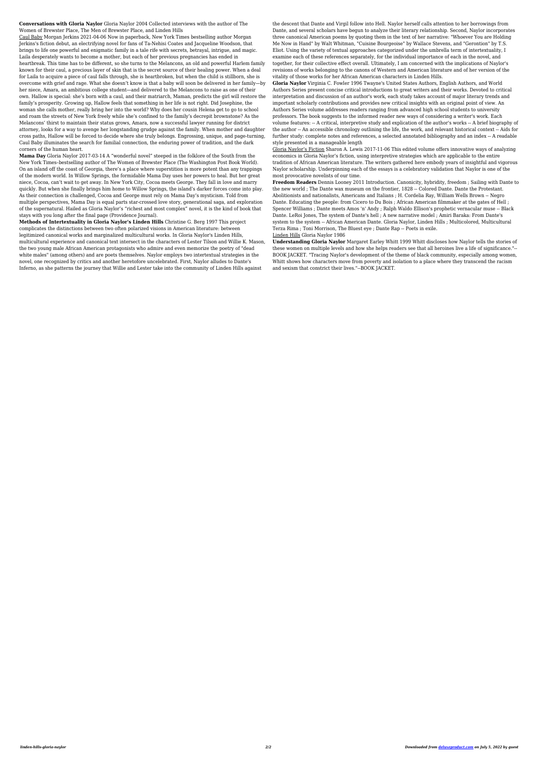**Conversations with Gloria Naylor** Gloria Naylor 2004 Collected interviews with the author of The Women of Brewster Place, The Men of Brewster Place, and Linden Hills

Caul Baby Morgan Jerkins 2021-04-06 Now in paperback, New York Times bestselling author Morgan Jerkins's fiction debut, an electrifying novel for fans of Ta-Nehisi Coates and Jacqueline Woodson, that brings to life one powerful and enigmatic family in a tale rife with secrets, betrayal, intrigue, and magic. Laila desperately wants to become a mother, but each of her previous pregnancies has ended in heartbreak. This time has to be different, so she turns to the Melancons, an old and powerful Harlem family known for their caul, a precious layer of skin that is the secret source of their healing power. When a deal for Laila to acquire a piece of caul falls through, she is heartbroken, but when the child is stillborn, she is overcome with grief and rage. What she doesn't know is that a baby will soon be delivered in her family—by her niece, Amara, an ambitious college student—and delivered to the Melancons to raise as one of their own. Hallow is special: she's born with a caul, and their matriarch, Maman, predicts the girl will restore the family's prosperity. Growing up, Hallow feels that something in her life is not right. Did Josephine, the woman she calls mother, really bring her into the world? Why does her cousin Helena get to go to school and roam the streets of New York freely while she's confined to the family's decrepit brownstone? As the Melancons' thirst to maintain their status grows, Amara, now a successful lawyer running for district attorney, looks for a way to avenge her longstanding grudge against the family. When mother and daughter cross paths, Hallow will be forced to decide where she truly belongs. Engrossing, unique, and page-turning, Caul Baby illuminates the search for familial connection, the enduring power of tradition, and the dark corners of the human heart.

**Mama Day** Gloria Naylor 2017-03-14 A "wonderful novel" steeped in the folklore of the South from the New York Times–bestselling author of The Women of Brewster Place (The Washington Post Book World). On an island off the coast of Georgia, there's a place where superstition is more potent than any trappings of the modern world. In Willow Springs, the formidable Mama Day uses her powers to heal. But her great niece, Cocoa, can't wait to get away. In New York City, Cocoa meets George. They fall in love and marry quickly. But when she finally brings him home to Willow Springs, the island's darker forces come into play. As their connection is challenged, Cocoa and George must rely on Mama Day's mysticism. Told from multiple perspectives, Mama Day is equal parts star-crossed love story, generational saga, and exploration of the supernatural. Hailed as Gloria Naylor's "richest and most complex" novel, it is the kind of book that stays with you long after the final page (Providence Journal).

**Methods of Intertextuality in Gloria Naylor's Linden Hills** Christine G. Berg 1997 This project complicates the distinctions between two often polarized visions in American literature: between legitimized canonical works and marginalized multicultural works. In Gloria Naylor's Linden Hills, multicultural experience and canonical text intersect in the characters of Lester Tilson and Willie K. Mason, the two young male African American protagonists who admire and even memorize the poetry of "dead white males" (among others) and are poets themselves. Naylor employs two intertextual strategies in the novel, one recognized by critics and another heretofore uncelebrated. First, Naylor alludes to Dante's Inferno, as she patterns the journey that Willie and Lester take into the community of Linden Hills against the descent that Dante and Virgil follow into Hell. Naylor herself calls attention to her borrowings from Dante, and several scholars have begun to analyze their literary relationship. Second, Naylor incorporates three canonical American poems by quoting them in the text of her narrative: "Whoever You are Holding Me Now in Hand" by Walt Whitman, "Cuisine Bourgeoise" by Wallace Stevens, and "Gerontion" by T.S. Eliot. Using the variety of textual approaches categorized under the umbrella term of intertextuality, I examine each of these references separately, for the individual importance of each in the novel, and together, for their collective effect overall. Ultimately, I am concerned with the implications of Naylor's revisions of works belonging to the canons of Western and American literature and of her version of the vitality of those works for her African American characters in Linden Hills.

**Gloria Naylor** Virginia C. Fowler 1996 Twayne's United States Authors, English Authors, and World Authors Series present concise critical introductions to great writers and their works. Devoted to critical interpretation and discussion of an author's work, each study takes account of major literary trends and important scholarly contributions and provides new critical insights with an original point of view. An Authors Series volume addresses readers ranging from advanced high school students to university professors. The book suggests to the informed reader new ways of considering a writer's work. Each volume features: -- A critical, interpretive study and explication of the author's works -- A brief biography of the author -- An accessible chronology outlining the life, the work, and relevant historical context -- Aids for further study: complete notes and references, a selected annotated bibliography and an index -- A readable style presented in a manageable length

Gloria Naylor's Fiction Sharon A. Lewis 2017-11-06 This edited volume offers innovative ways of analyzing economics in Gloria Naylor's fiction, using interpretive strategies which are applicable to the entire tradition of African American literature. The writers gathered here embody years of insightful and vigorous Naylor scholarship. Underpinning each of the essays is a celebratory validation that Naylor is one of the most provocative novelists of our time.

**Freedom Readers** Dennis Looney 2011 Introduction. Canonicity, hybridity, freedom ; Sailing with Dante to the new world ; The Dante wax museum on the frontier, 1828 -- Colored Dante. Dante the Protestant. Abolitionists and nationalists, Americans and Italians ; H. Cordelia Ray, William Wells Brown -- Negro Dante. Educating the people: from Cicero to Du Bois ; African American filmmaker at the gates of Hell ; Spencer Williams ; Dante meets Amos 'n' Andy ; Ralph Waldo Ellison's prophetic vernacular muse -- Black Dante. LeRoi Jones, The system of Dante's hell ; A new narrative model ; Amiri Baraka: From Dante's system to the system -- African American Dante. Gloria Naylor, Linden Hills ; Multicolored, Multicultural Terza Rima ; Toni Morrison, The Bluest eye ; Dante Rap -- Poets in exile.

Linden Hills Gloria Naylor 1986

**Understanding Gloria Naylor** Margaret Earley Whitt 1999 Whitt discloses how Naylor tells the stories of these women on multiple levels and how she helps readers see that all heroines live a life of significance."--BOOK JACKET. "Tracing Naylor's development of the theme of black community, especially among women, Whitt shows how characters move from poverty and isolation to a place where they transcend the racism and sexism that constrict their lives."--BOOK JACKET.